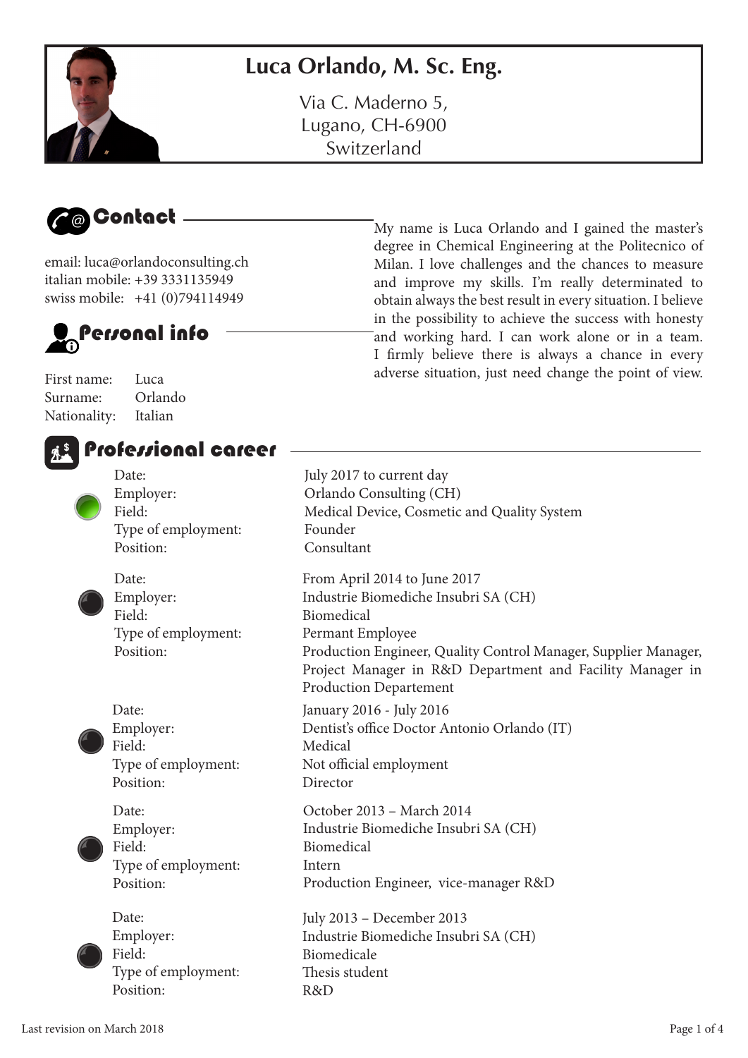# Luca Orlando, M. Sc. Eng.

Via C. Maderno 5,
Lugano, CH-6900
Switzerland

## Contact

email: luca@orlandoconsulting.ch
italian mobile: +39 3331135949
swiss mobile: +41 (0)794114949

My name is Luca Orlando and I gained the master's degree in Chemical Engineering at the Politecnico of Milan. I love challenges and the chances to measure and improve my skills. I'm really determinated to obtain always the best result in every situation. I believe in the possibility to achieve the success with honesty and working hard. I can work alone or in a team. I firmly believe there is always a chance in every adverse situation, just need change the point of view.

## Personal info

| | |
|---|---|
| First name: | Luca |
| Surname: | Orlando |
| Nationality: | Italian |

## Professional career

| | |
|---|---|
| Date: | July 2017 to current day |
| Employer: | Orlando Consulting (CH) |
| Field: | Medical Device, Cosmetic and Quality System |
| Type of employment: | Founder |
| Position: | Consultant |

| | |
|---|---|
| Date: | From April 2014 to June 2017 |
| Employer: | Industrie Biomediche Insubri SA (CH) |
| Field: | Biomedical |
| Type of employment: | Permant Employee |
| Position: | Production Engineer, Quality Control Manager, Supplier Manager, Project Manager in R&D Department and Facility Manager in Production Departement |

| | |
|---|---|
| Date: | January 2016 - July 2016 |
| Employer: | Dentist's office Doctor Antonio Orlando (IT) |
| Field: | Medical |
| Type of employment: | Not official employment |
| Position: | Director |

| | |
|---|---|
| Date: | October 2013 – March 2014 |
| Employer: | Industrie Biomediche Insubri SA (CH) |
| Field: | Biomedical |
| Type of employment: | Intern |
| Position: | Production Engineer, vice-manager R&D |

| | |
|---|---|
| Date: | July 2013 – December 2013 |
| Employer: | Industrie Biomediche Insubri SA (CH) |
| Field: | Biomedicale |
| Type of employment: | Thesis student |
| Position: | R&D |

Last revision on March 2018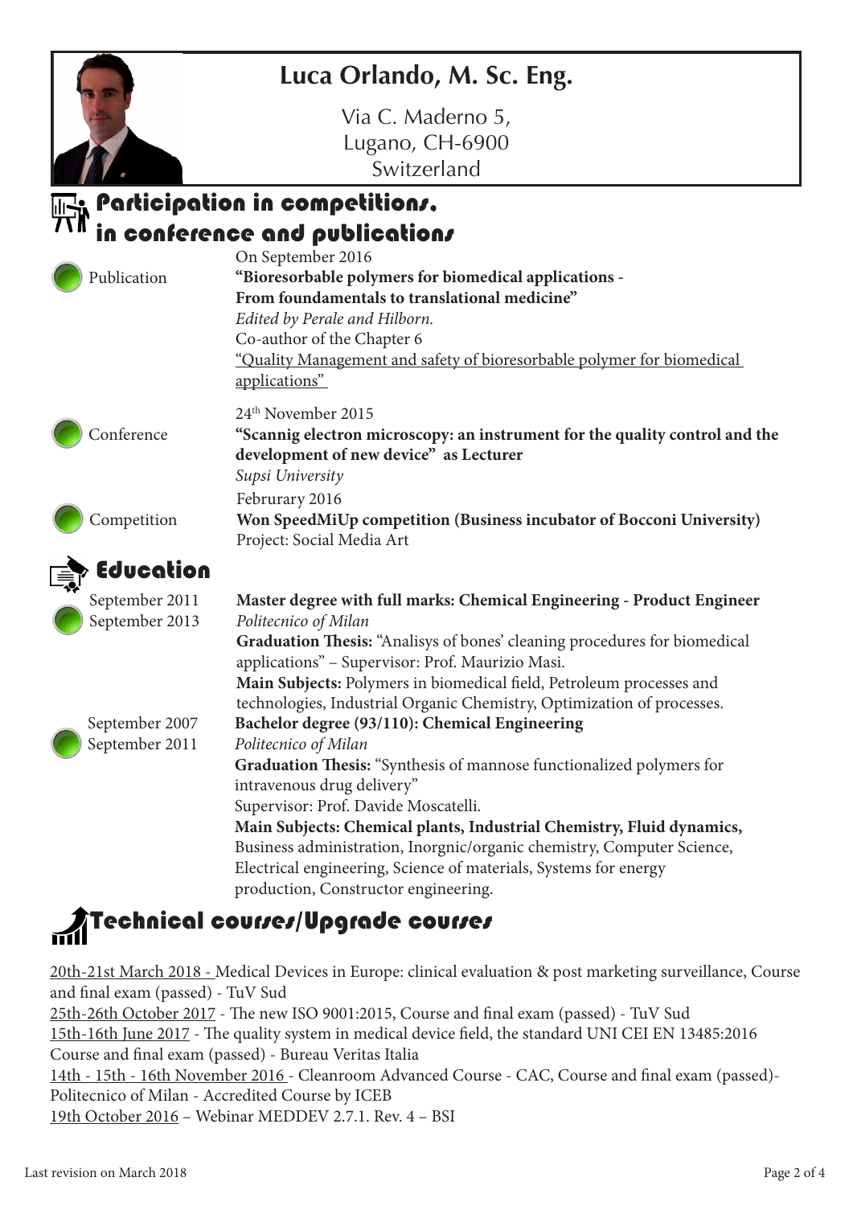# Luca Orlando, M. Sc. Eng.

Via C. Maderno 5,
Lugano, CH-6900
Switzerland

## Participation in competitions, in conference and publications

**Publication**

On September 2016
**"Bioresorbable polymers for biomedical applications - From foundamentals to translational medicine"**
*Edited by Perale and Hilborn.*
Co-author of the Chapter 6
"Quality Management and safety of bioresorbable polymer for biomedical applications"

**Conference**

24th November 2015
**"Scannig electron microscopy: an instrument for the quality control and the development of new device" as Lecturer**
*Supsi University*

**Competition**

Februrary 2016
**Won SpeedMiUp competition (Business incubator of Bocconi University)**
Project: Social Media Art

## Education

**September 2011 – September 2013**

**Master degree with full marks: Chemical Engineering - Product Engineer**
*Politecnico of Milan*
**Graduation Thesis:** "Analisys of bones' cleaning procedures for biomedical applications" – Supervisor: Prof. Maurizio Masi.
**Main Subjects:** Polymers in biomedical field, Petroleum processes and technologies, Industrial Organic Chemistry, Optimization of processes.

**September 2007 – September 2011**

**Bachelor degree (93/110): Chemical Engineering**
*Politecnico of Milan*
**Graduation Thesis:** "Synthesis of mannose functionalized polymers for intravenous drug delivery"
Supervisor: Prof. Davide Moscatelli.
**Main Subjects: Chemical plants, Industrial Chemistry, Fluid dynamics,** Business administration, Inorgnic/organic chemistry, Computer Science, Electrical engineering, Science of materials, Systems for energy production, Constructor engineering.

## Technical courses/Upgrade courses

20th-21st March 2018 - Medical Devices in Europe: clinical evaluation & post marketing surveillance, Course and final exam (passed) - TuV Sud
25th-26th October 2017 - The new ISO 9001:2015, Course and final exam (passed) - TuV Sud
15th-16th June 2017 - The quality system in medical device field, the standard UNI CEI EN 13485:2016 Course and final exam (passed) - Bureau Veritas Italia
14th - 15th - 16th November 2016 - Cleanroom Advanced Course - CAC, Course and final exam (passed)- Politecnico of Milan - Accredited Course by ICEB
19th October 2016 – Webinar MEDDEV 2.7.1. Rev. 4 – BSI

Last revision on March 2018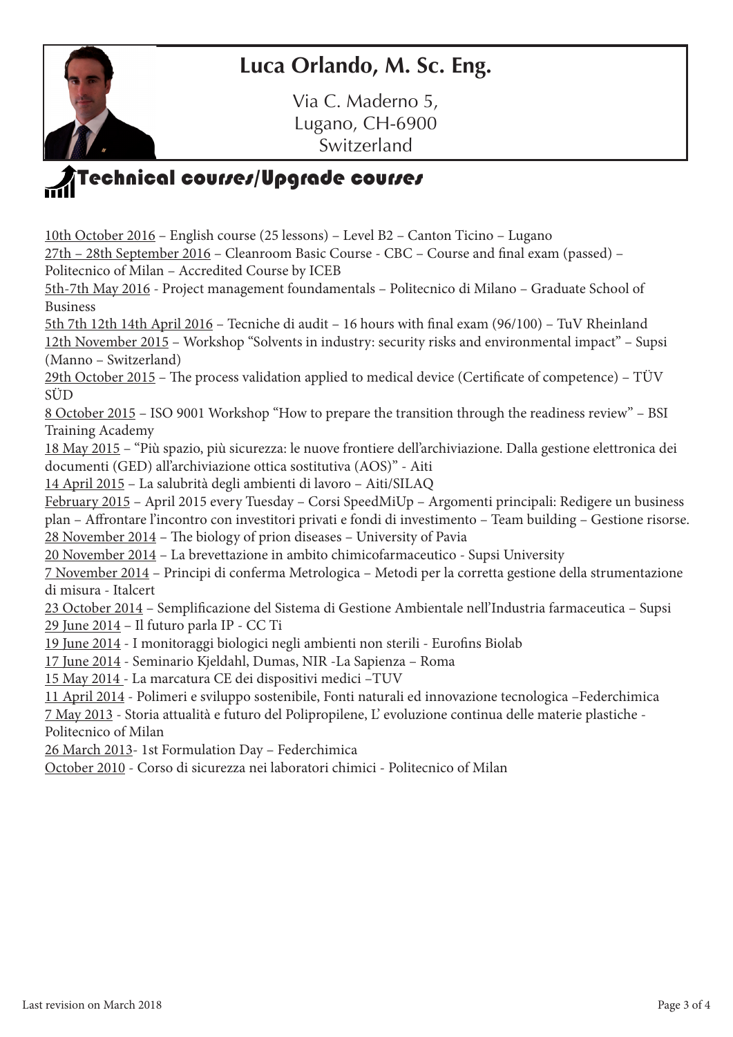# Luca Orlando, M. Sc. Eng.

Via C. Maderno 5,
Lugano, CH-6900
Switzerland

## Technical courses/Upgrade courses

10th October 2016 – English course (25 lessons) – Level B2 – Canton Ticino – Lugano
27th – 28th September 2016 – Cleanroom Basic Course - CBC – Course and final exam (passed) – Politecnico of Milan – Accredited Course by ICEB
5th-7th May 2016 - Project management foundamentals – Politecnico di Milano – Graduate School of Business
5th 7th 12th 14th April 2016 – Tecniche di audit – 16 hours with final exam (96/100) – TuV Rheinland
12th November 2015 – Workshop "Solvents in industry: security risks and environmental impact" – Supsi (Manno – Switzerland)
29th October 2015 – The process validation applied to medical device (Certificate of competence) – TÜV SÜD
8 October 2015 – ISO 9001 Workshop "How to prepare the transition through the readiness review" – BSI Training Academy
18 May 2015 – "Più spazio, più sicurezza: le nuove frontiere dell'archiviazione. Dalla gestione elettronica dei documenti (GED) all'archiviazione ottica sostitutiva (AOS)" - Aiti
14 April 2015 – La salubrità degli ambienti di lavoro – Aiti/SILAQ
February 2015 – April 2015 every Tuesday – Corsi SpeedMiUp – Argomenti principali: Redigere un business plan – Affrontare l'incontro con investitori privati e fondi di investimento – Team building – Gestione risorse.
28 November 2014 – The biology of prion diseases – University of Pavia
20 November 2014 – La brevettazione in ambito chimicofarmaceutico - Supsi University
7 November 2014 – Principi di conferma Metrologica – Metodi per la corretta gestione della strumentazione di misura - Italcert
23 October 2014 – Semplificazione del Sistema di Gestione Ambientale nell'Industria farmaceutica – Supsi
29 June 2014 – Il futuro parla IP - CC Ti
19 June 2014 - I monitoraggi biologici negli ambienti non sterili - Eurofins Biolab
17 June 2014 - Seminario Kjeldahl, Dumas, NIR -La Sapienza – Roma
15 May 2014 - La marcatura CE dei dispositivi medici –TUV
11 April 2014 - Polimeri e sviluppo sostenibile, Fonti naturali ed innovazione tecnologica –Federchimica
7 May 2013 - Storia attualità e futuro del Polipropilene, L' evoluzione continua delle materie plastiche - Politecnico of Milan
26 March 2013- 1st Formulation Day – Federchimica
October 2010 - Corso di sicurezza nei laboratori chimici - Politecnico of Milan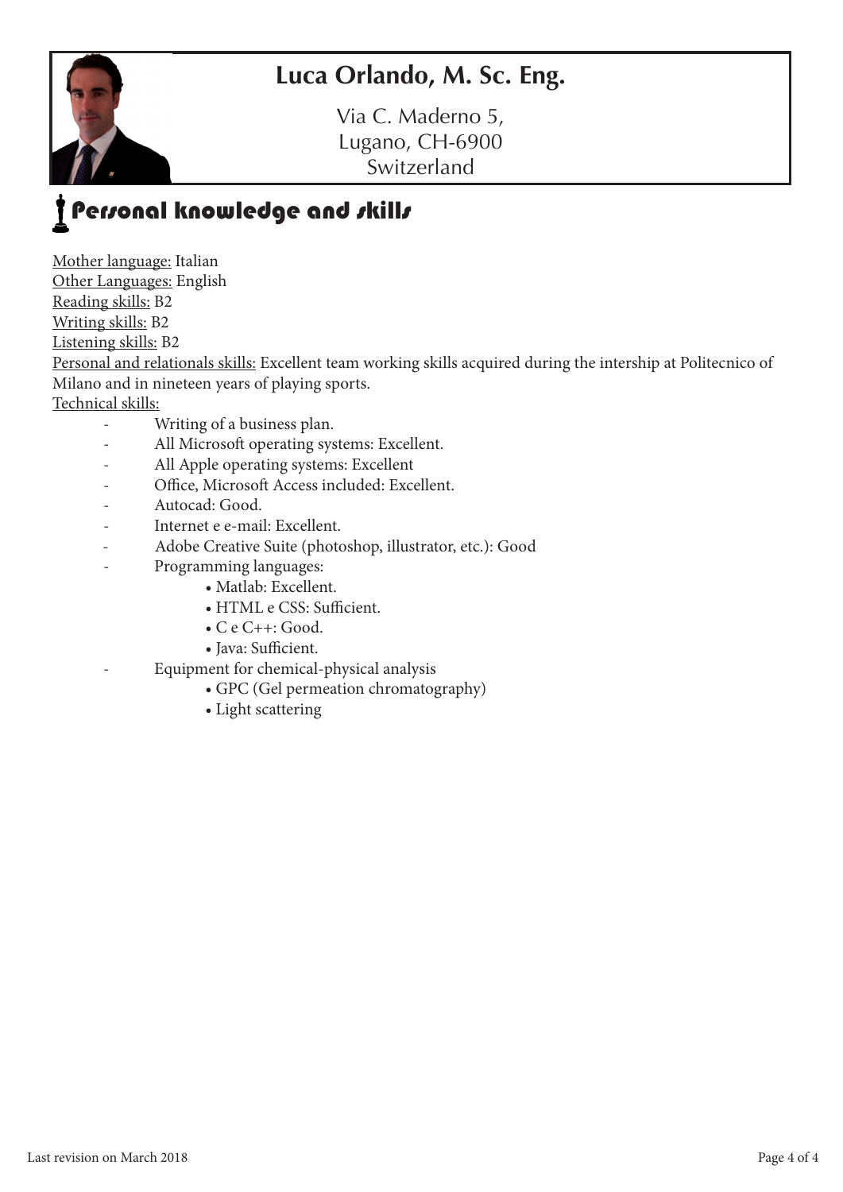# Luca Orlando, M. Sc. Eng.

Via C. Maderno 5,
Lugano, CH-6900
Switzerland

## Personal knowledge and skills

Mother language: Italian
Other Languages: English
Reading skills: B2
Writing skills: B2
Listening skills: B2
Personal and relationals skills: Excellent team working skills acquired during the intership at Politecnico of Milano and in nineteen years of playing sports.
Technical skills:

- Writing of a business plan.
- All Microsoft operating systems: Excellent.
- All Apple operating systems: Excellent
- Office, Microsoft Access included: Excellent.
- Autocad: Good.
- Internet e e-mail: Excellent.
- Adobe Creative Suite (photoshop, illustrator, etc.): Good
- Programming languages:
  - Matlab: Excellent.
  - HTML e CSS: Sufficient.
  - C e C++: Good.
  - Java: Sufficient.
- Equipment for chemical-physical analysis
  - GPC (Gel permeation chromatography)
  - Light scattering

Last revision on March 2018